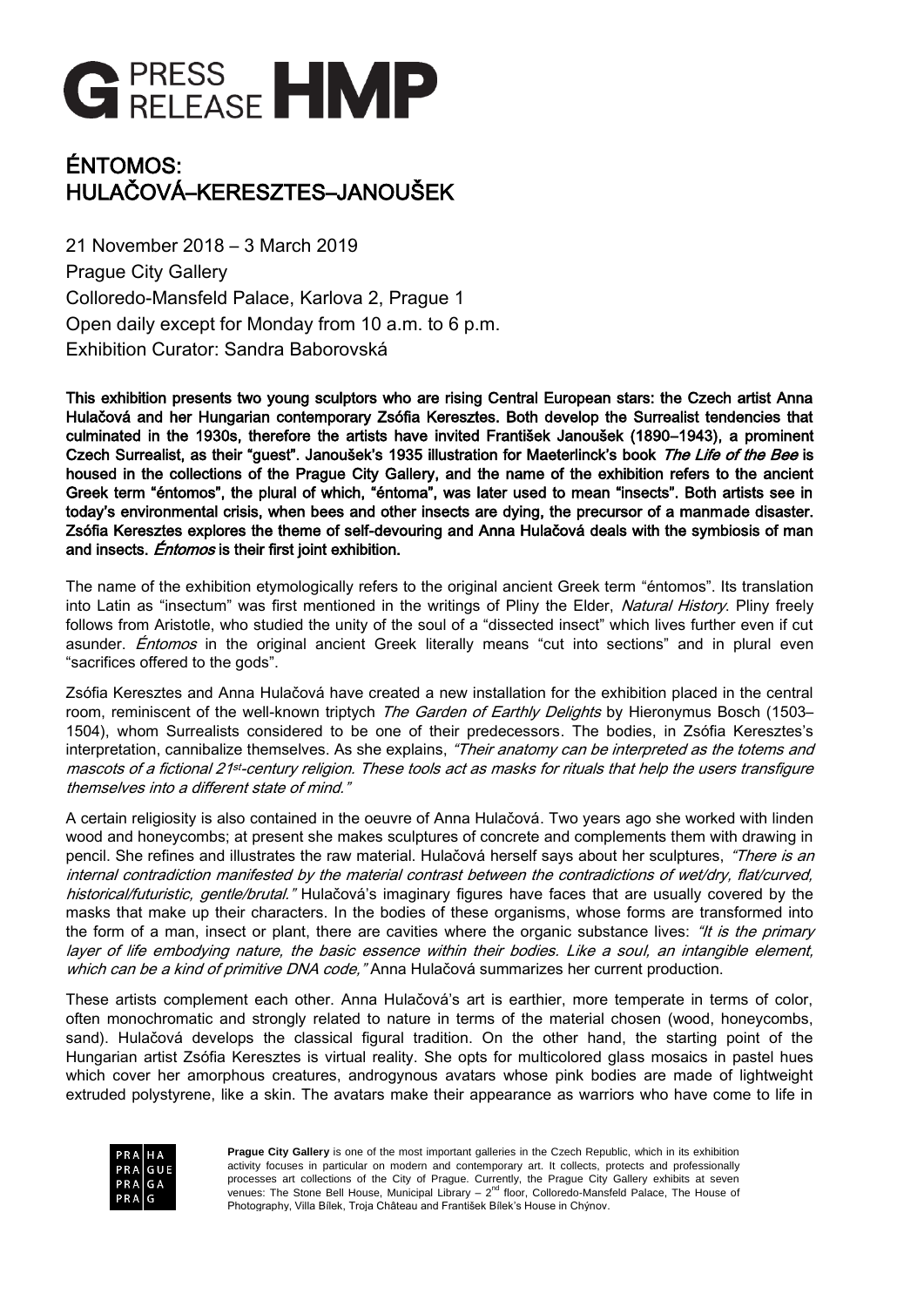# ÉNTOMOS: HULAČOVÁ–KERESZTES–JANOUŠEK

21 November 2018 – 3 March 2019
Prague City Gallery
Colloredo-Mansfeld Palace, Karlova 2, Prague 1
Open daily except for Monday from 10 a.m. to 6 p.m.
Exhibition Curator: Sandra Baborovská

**This exhibition presents two young sculptors who are rising Central European stars: the Czech artist Anna Hulačová and her Hungarian contemporary Zsófia Keresztes. Both develop the Surrealist tendencies that culminated in the 1930s, therefore the artists have invited František Janoušek (1890–1943), a prominent Czech Surrealist, as their "guest". Janoušek's 1935 illustration for Maeterlinck's book *The Life of the Bee* is housed in the collections of the Prague City Gallery, and the name of the exhibition refers to the ancient Greek term "éntomos", the plural of which, "éntoma", was later used to mean "insects". Both artists see in today's environmental crisis, when bees and other insects are dying, the precursor of a manmade disaster. Zsófia Keresztes explores the theme of self-devouring and Anna Hulačová deals with the symbiosis of man and insects. *Éntomos* is their first joint exhibition.**

The name of the exhibition etymologically refers to the original ancient Greek term "éntomos". Its translation into Latin as "insectum" was first mentioned in the writings of Pliny the Elder, *Natural History*. Pliny freely follows from Aristotle, who studied the unity of the soul of a "dissected insect" which lives further even if cut asunder. *Éntomos* in the original ancient Greek literally means "cut into sections" and in plural even "sacrifices offered to the gods".

Zsófia Keresztes and Anna Hulačová have created a new installation for the exhibition placed in the central room, reminiscent of the well-known triptych *The Garden of Earthly Delights* by Hieronymus Bosch (1503–1504), whom Surrealists considered to be one of their predecessors. The bodies, in Zsófia Keresztes's interpretation, cannibalize themselves. As she explains, *"Their anatomy can be interpreted as the totems and mascots of a fictional 21st-century religion. These tools act as masks for rituals that help the users transfigure themselves into a different state of mind."*

A certain religiosity is also contained in the oeuvre of Anna Hulačová. Two years ago she worked with linden wood and honeycombs; at present she makes sculptures of concrete and complements them with drawing in pencil. She refines and illustrates the raw material. Hulačová herself says about her sculptures, *"There is an internal contradiction manifested by the material contrast between the contradictions of wet/dry, flat/curved, historical/futuristic, gentle/brutal."* Hulačová's imaginary figures have faces that are usually covered by the masks that make up their characters. In the bodies of these organisms, whose forms are transformed into the form of a man, insect or plant, there are cavities where the organic substance lives: *"It is the primary layer of life embodying nature, the basic essence within their bodies. Like a soul, an intangible element, which can be a kind of primitive DNA code,"* Anna Hulačová summarizes her current production.

These artists complement each other. Anna Hulačová's art is earthier, more temperate in terms of color, often monochromatic and strongly related to nature in terms of the material chosen (wood, honeycombs, sand). Hulačová develops the classical figural tradition. On the other hand, the starting point of the Hungarian artist Zsófia Keresztes is virtual reality. She opts for multicolored glass mosaics in pastel hues which cover her amorphous creatures, androgynous avatars whose pink bodies are made of lightweight extruded polystyrene, like a skin. The avatars make their appearance as warriors who have come to life in

**Prague City Gallery** is one of the most important galleries in the Czech Republic, which in its exhibition activity focuses in particular on modern and contemporary art. It collects, protects and professionally processes art collections of the City of Prague. Currently, the Prague City Gallery exhibits at seven venues: The Stone Bell House, Municipal Library – 2nd floor, Colloredo-Mansfeld Palace, The House of Photography, Villa Bílek, Troja Château and František Bílek's House in Chýnov.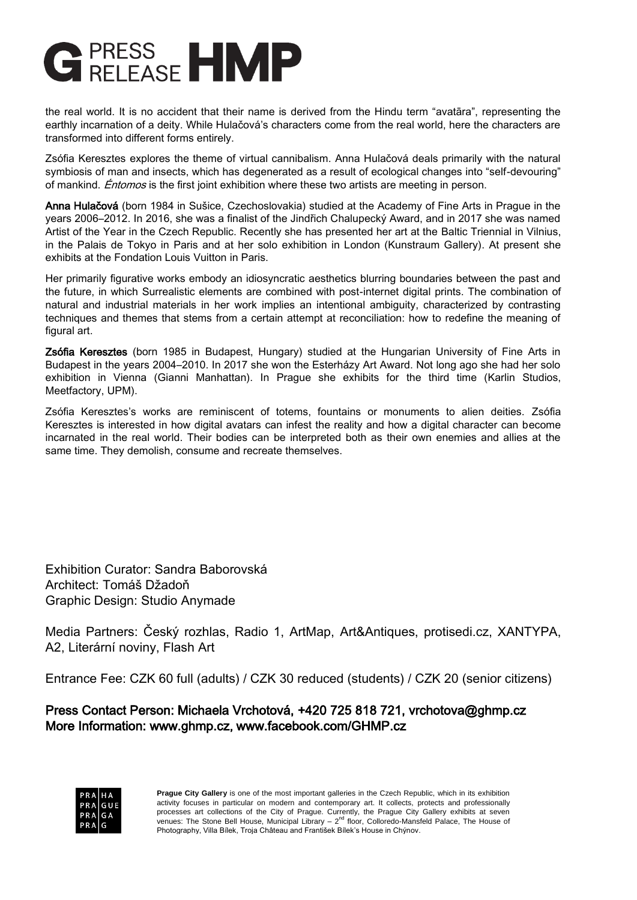the real world. It is no accident that their name is derived from the Hindu term "avatāra", representing the earthly incarnation of a deity. While Hulačová's characters come from the real world, here the characters are transformed into different forms entirely.

Zsófia Keresztes explores the theme of virtual cannibalism. Anna Hulačová deals primarily with the natural symbiosis of man and insects, which has degenerated as a result of ecological changes into "self-devouring" of mankind. *Éntomos* is the first joint exhibition where these two artists are meeting in person.

**Anna Hulačová** (born 1984 in Sušice, Czechoslovakia) studied at the Academy of Fine Arts in Prague in the years 2006–2012. In 2016, she was a finalist of the Jindřich Chalupecký Award, and in 2017 she was named Artist of the Year in the Czech Republic. Recently she has presented her art at the Baltic Triennial in Vilnius, in the Palais de Tokyo in Paris and at her solo exhibition in London (Kunstraum Gallery). At present she exhibits at the Fondation Louis Vuitton in Paris.

Her primarily figurative works embody an idiosyncratic aesthetics blurring boundaries between the past and the future, in which Surrealistic elements are combined with post-internet digital prints. The combination of natural and industrial materials in her work implies an intentional ambiguity, characterized by contrasting techniques and themes that stems from a certain attempt at reconciliation: how to redefine the meaning of figural art.

**Zsófia Keresztes** (born 1985 in Budapest, Hungary) studied at the Hungarian University of Fine Arts in Budapest in the years 2004–2010. In 2017 she won the Esterházy Art Award. Not long ago she had her solo exhibition in Vienna (Gianni Manhattan). In Prague she exhibits for the third time (Karlin Studios, Meetfactory, UPM).

Zsófia Keresztes's works are reminiscent of totems, fountains or monuments to alien deities. Zsófia Keresztes is interested in how digital avatars can infest the reality and how a digital character can become incarnated in the real world. Their bodies can be interpreted both as their own enemies and allies at the same time. They demolish, consume and recreate themselves.

Exhibition Curator: Sandra Baborovská
Architect: Tomáš Džadoň
Graphic Design: Studio Anymade

Media Partners: Český rozhlas, Radio 1, ArtMap, Art&Antiques, protisedi.cz, XANTYPA, A2, Literární noviny, Flash Art

Entrance Fee: CZK 60 full (adults) / CZK 30 reduced (students) / CZK 20 (senior citizens)

**Press Contact Person: Michaela Vrchotová, +420 725 818 721, vrchotova@ghmp.cz**
**More Information: www.ghmp.cz, www.facebook.com/GHMP.cz**

**Prague City Gallery** is one of the most important galleries in the Czech Republic, which in its exhibition activity focuses in particular on modern and contemporary art. It collects, protects and professionally processes art collections of the City of Prague. Currently, the Prague City Gallery exhibits at seven venues: The Stone Bell House, Municipal Library – 2nd floor, Colloredo-Mansfeld Palace, The House of Photography, Villa Bílek, Troja Château and František Bílek's House in Chýnov.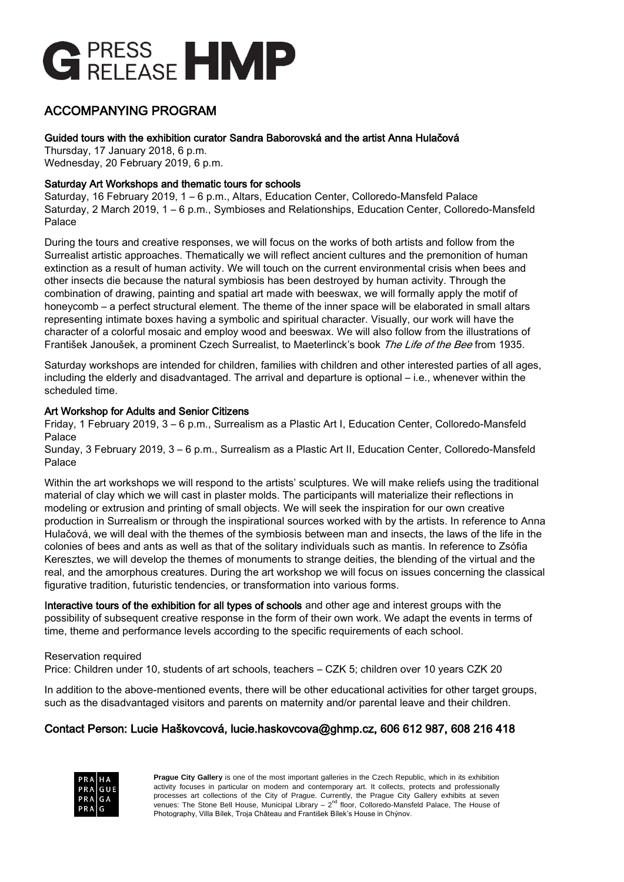# ACCOMPANYING PROGRAM

**Guided tours with the exhibition curator Sandra Baborovská and the artist Anna Hulačová**
Thursday, 17 January 2018, 6 p.m.
Wednesday, 20 February 2019, 6 p.m.

**Saturday Art Workshops and thematic tours for schools**
Saturday, 16 February 2019, 1 – 6 p.m., Altars, Education Center, Colloredo-Mansfeld Palace
Saturday, 2 March 2019, 1 – 6 p.m., Symbioses and Relationships, Education Center, Colloredo-Mansfeld Palace

During the tours and creative responses, we will focus on the works of both artists and follow from the Surrealist artistic approaches. Thematically we will reflect ancient cultures and the premonition of human extinction as a result of human activity. We will touch on the current environmental crisis when bees and other insects die because the natural symbiosis has been destroyed by human activity. Through the combination of drawing, painting and spatial art made with beeswax, we will formally apply the motif of honeycomb – a perfect structural element. The theme of the inner space will be elaborated in small altars representing intimate boxes having a symbolic and spiritual character. Visually, our work will have the character of a colorful mosaic and employ wood and beeswax. We will also follow from the illustrations of František Janoušek, a prominent Czech Surrealist, to Maeterlinck's book *The Life of the Bee* from 1935.

Saturday workshops are intended for children, families with children and other interested parties of all ages, including the elderly and disadvantaged. The arrival and departure is optional – i.e., whenever within the scheduled time.

**Art Workshop for Adults and Senior Citizens**
Friday, 1 February 2019, 3 – 6 p.m., Surrealism as a Plastic Art I, Education Center, Colloredo-Mansfeld Palace
Sunday, 3 February 2019, 3 – 6 p.m., Surrealism as a Plastic Art II, Education Center, Colloredo-Mansfeld Palace

Within the art workshops we will respond to the artists' sculptures. We will make reliefs using the traditional material of clay which we will cast in plaster molds. The participants will materialize their reflections in modeling or extrusion and printing of small objects. We will seek the inspiration for our own creative production in Surrealism or through the inspirational sources worked with by the artists. In reference to Anna Hulačová, we will deal with the themes of the symbiosis between man and insects, the laws of the life in the colonies of bees and ants as well as that of the solitary individuals such as mantis. In reference to Zsófia Keresztes, we will develop the themes of monuments to strange deities, the blending of the virtual and the real, and the amorphous creatures. During the art workshop we will focus on issues concerning the classical figurative tradition, futuristic tendencies, or transformation into various forms.

**Interactive tours of the exhibition for all types of schools** and other age and interest groups with the possibility of subsequent creative response in the form of their own work. We adapt the events in terms of time, theme and performance levels according to the specific requirements of each school.

Reservation required
Price: Children under 10, students of art schools, teachers – CZK 5; children over 10 years CZK 20

In addition to the above-mentioned events, there will be other educational activities for other target groups, such as the disadvantaged visitors and parents on maternity and/or parental leave and their children.

## Contact Person: Lucie Haškovcová, lucie.haskovcova@ghmp.cz, 606 612 987, 608 216 418

**Prague City Gallery** is one of the most important galleries in the Czech Republic, which in its exhibition activity focuses in particular on modern and contemporary art. It collects, protects and professionally processes art collections of the City of Prague. Currently, the Prague City Gallery exhibits at seven venues: The Stone Bell House, Municipal Library – 2nd floor, Colloredo-Mansfeld Palace, The House of Photography, Villa Bílek, Troja Château and František Bílek's House in Chýnov.